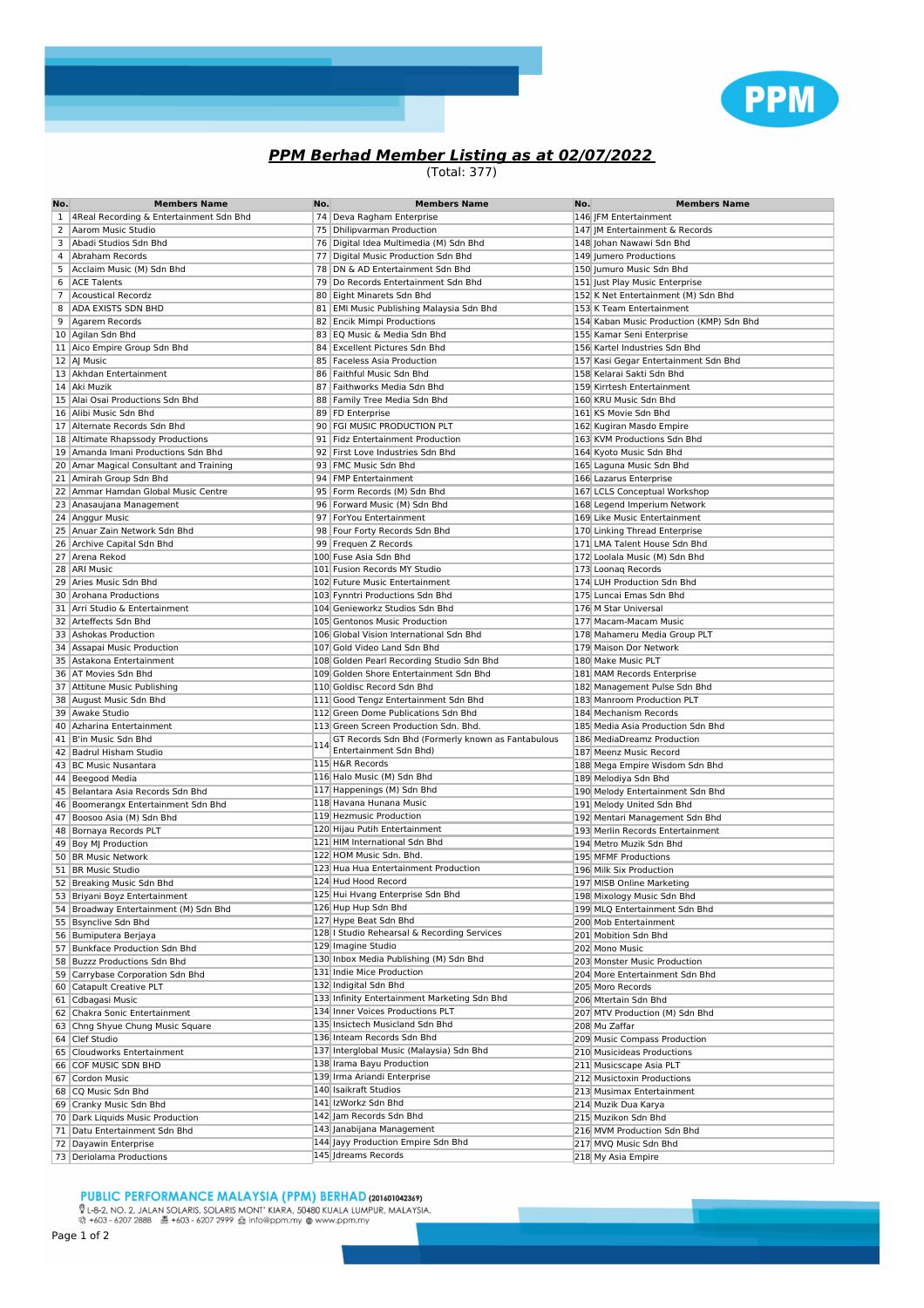# ***PPM Berhad Member Listing as at 02/07/2022***

(Total: 377)

| No. | Members Name | No. | Members Name | No. | Members Name |
|---|---|---|---|---|---|
| 1 | 4Real Recording & Entertainment Sdn Bhd | 74 | Deva Ragham Enterprise | 146 | JFM Entertainment |
| 2 | Aarom Music Studio | 75 | Dhilipvarman Production | 147 | JM Entertainment & Records |
| 3 | Abadi Studios Sdn Bhd | 76 | Digital Idea Multimedia (M) Sdn Bhd | 148 | Johan Nawawi Sdn Bhd |
| 4 | Abraham Records | 77 | Digital Music Production Sdn Bhd | 149 | Jumero Productions |
| 5 | Acclaim Music (M) Sdn Bhd | 78 | DN & AD Entertainment Sdn Bhd | 150 | Jumuro Music Sdn Bhd |
| 6 | ACE Talents | 79 | Do Records Entertainment Sdn Bhd | 151 | Just Play Music Enterprise |
| 7 | Acoustical Recordz | 80 | Eight Minarets Sdn Bhd | 152 | K Net Entertainment (M) Sdn Bhd |
| 8 | ADA EXISTS SDN BHD | 81 | EMI Music Publishing Malaysia Sdn Bhd | 153 | K Team Entertainment |
| 9 | Agarem Records | 82 | Encik Mimpi Productions | 154 | Kaban Music Production (KMP) Sdn Bhd |
| 10 | Agilan Sdn Bhd | 83 | EQ Music & Media Sdn Bhd | 155 | Kamar Seni Enterprise |
| 11 | Aico Empire Group Sdn Bhd | 84 | Excellent Pictures Sdn Bhd | 156 | Kartel Industries Sdn Bhd |
| 12 | AJ Music | 85 | Faceless Asia Production | 157 | Kasi Gegar Entertainment Sdn Bhd |
| 13 | Akhdan Entertainment | 86 | Faithful Music Sdn Bhd | 158 | Kelarai Sakti Sdn Bhd |
| 14 | Aki Muzik | 87 | Faithworks Media Sdn Bhd | 159 | Kirrtesh Entertainment |
| 15 | Alai Osai Productions Sdn Bhd | 88 | Family Tree Media Sdn Bhd | 160 | KRU Music Sdn Bhd |
| 16 | Alibi Music Sdn Bhd | 89 | FD Enterprise | 161 | KS Movie Sdn Bhd |
| 17 | Alternate Records Sdn Bhd | 90 | FGI MUSIC PRODUCTION PLT | 162 | Kugiran Masdo Empire |
| 18 | Altimate Rhapssody Productions | 91 | Fidz Entertainment Production | 163 | KVM Productions Sdn Bhd |
| 19 | Amanda Imani Productions Sdn Bhd | 92 | First Love Industries Sdn Bhd | 164 | Kyoto Music Sdn Bhd |
| 20 | Amar Magical Consultant and Training | 93 | FMC Music Sdn Bhd | 165 | Laguna Music Sdn Bhd |
| 21 | Amirah Group Sdn Bhd | 94 | FMP Entertainment | 166 | Lazarus Enterprise |
| 22 | Ammar Hamdan Global Music Centre | 95 | Form Records (M) Sdn Bhd | 167 | LCLS Conceptual Workshop |
| 23 | Anasaujana Management | 96 | Forward Music (M) Sdn Bhd | 168 | Legend Imperium Network |
| 24 | Anggur Music | 97 | ForYou Entertainment | 169 | Like Music Entertainment |
| 25 | Anuar Zain Network Sdn Bhd | 98 | Four Forty Records Sdn Bhd | 170 | Linking Thread Enterprise |
| 26 | Archive Capital Sdn Bhd | 99 | Frequen Z Records | 171 | LMA Talent House Sdn Bhd |
| 27 | Arena Rekod | 100 | Fuse Asia Sdn Bhd | 172 | Loolala Music (M) Sdn Bhd |
| 28 | ARI Music | 101 | Fusion Records MY Studio | 173 | Loonaq Records |
| 29 | Aries Music Sdn Bhd | 102 | Future Music Entertainment | 174 | LUH Production Sdn Bhd |
| 30 | Arohana Productions | 103 | Fynntri Productions Sdn Bhd | 175 | Luncai Emas Sdn Bhd |
| 31 | Arri Studio & Entertainment | 104 | Genieworkz Studios Sdn Bhd | 176 | M Star Universal |
| 32 | Arteffects Sdn Bhd | 105 | Gentonos Music Production | 177 | Macam-Macam Music |
| 33 | Ashokas Production | 106 | Global Vision International Sdn Bhd | 178 | Mahameru Media Group PLT |
| 34 | Assapai Music Production | 107 | Gold Video Land Sdn Bhd | 179 | Maison Dor Network |
| 35 | Astakona Entertainment | 108 | Golden Pearl Recording Studio Sdn Bhd | 180 | Make Music PLT |
| 36 | AT Movies Sdn Bhd | 109 | Golden Shore Entertainment Sdn Bhd | 181 | MAM Records Enterprise |
| 37 | Attitune Music Publishing | 110 | Goldisc Record Sdn Bhd | 182 | Management Pulse Sdn Bhd |
| 38 | August Music Sdn Bhd | 111 | Good Tengz Entertainment Sdn Bhd | 183 | Manroom Production PLT |
| 39 | Awake Studio | 112 | Green Dome Publications Sdn Bhd | 184 | Mechanism Records |
| 40 | Azharina Entertainment | 113 | Green Screen Production Sdn. Bhd. | 185 | Media Asia Production Sdn Bhd |
| 41 | B'in Music Sdn Bhd | 114 | GT Records Sdn Bhd (Formerly known as Fantabulous Entertainment Sdn Bhd) | 186 | MediaDreamz Production |
| 42 | Badrul Hisham Studio | | | 187 | Meenz Music Record |
| 43 | BC Music Nusantara | 115 | H&R Records | 188 | Mega Empire Wisdom Sdn Bhd |
| 44 | Beegood Media | 116 | Halo Music (M) Sdn Bhd | 189 | Melodiya Sdn Bhd |
| 45 | Belantara Asia Records Sdn Bhd | 117 | Happenings (M) Sdn Bhd | 190 | Melody Entertainment Sdn Bhd |
| 46 | Boomerangx Entertainment Sdn Bhd | 118 | Havana Hunana Music | 191 | Melody United Sdn Bhd |
| 47 | Boosoo Asia (M) Sdn Bhd | 119 | Hezmusic Production | 192 | Mentari Management Sdn Bhd |
| 48 | Bornaya Records PLT | 120 | Hijau Putih Entertainment | 193 | Merlin Records Entertainment |
| 49 | Boy MJ Production | 121 | HIM International Sdn Bhd | 194 | Metro Muzik Sdn Bhd |
| 50 | BR Music Network | 122 | HOM Music Sdn. Bhd. | 195 | MFMF Productions |
| 51 | BR Music Studio | 123 | Hua Hua Entertainment Production | 196 | Milk Six Production |
| 52 | Breaking Music Sdn Bhd | 124 | Hud Hood Record | 197 | MISB Online Marketing |
| 53 | Briyani Boyz Entertainment | 125 | Hui Hvang Enterprise Sdn Bhd | 198 | Mixology Music Sdn Bhd |
| 54 | Broadway Entertainment (M) Sdn Bhd | 126 | Hup Hup Sdn Bhd | 199 | MLQ Entertainment Sdn Bhd |
| 55 | Bsyncline Sdn Bhd | 127 | Hype Beat Sdn Bhd | 200 | Mob Entertainment |
| 56 | Bumiputera Berjaya | 128 | I Studio Rehearsal & Recording Services | 201 | Mobition Sdn Bhd |
| 57 | Bunkface Production Sdn Bhd | 129 | Imagine Studio | 202 | Mono Music |
| 58 | Buzzz Productions Sdn Bhd | 130 | Inbox Media Publishing (M) Sdn Bhd | 203 | Monster Music Production |
| 59 | Carrybase Corporation Sdn Bhd | 131 | Indie Mice Production | 204 | More Entertainment Sdn Bhd |
| 60 | Catapult Creative PLT | 132 | Indigital Sdn Bhd | 205 | Moro Records |
| 61 | Cdbagasi Music | 133 | Infinity Entertainment Marketing Sdn Bhd | 206 | Mtertain Sdn Bhd |
| 62 | Chakra Sonic Entertainment | 134 | Inner Voices Productions PLT | 207 | MTV Production (M) Sdn Bhd |
| 63 | Chng Shyue Chung Music Square | 135 | Insictech Musicland Sdn Bhd | 208 | Mu Zaffar |
| 64 | Clef Studio | 136 | Inteam Records Sdn Bhd | 209 | Music Compass Production |
| 65 | Cloudworks Entertainment | 137 | Interglobal Music (Malaysia) Sdn Bhd | 210 | Musicideas Productions |
| 66 | COF MUSIC SDN BHD | 138 | Irama Bayu Production | 211 | Musicscape Asia PLT |
| 67 | Cordon Music | 139 | Irma Ariandi Enterprise | 212 | Musictoxin Productions |
| 68 | CQ Music Sdn Bhd | 140 | Isaikraft Studios | 213 | Musimax Entertainment |
| 69 | Cranky Music Sdn Bhd | 141 | IzWorkz Sdn Bhd | 214 | Muzik Dua Karya |
| 70 | Dark Liquids Music Production | 142 | Jam Records Sdn Bhd | 215 | Muzikon Sdn Bhd |
| 71 | Datu Entertainment Sdn Bhd | 143 | Janabijana Management | 216 | MVM Production Sdn Bhd |
| 72 | Dayawin Enterprise | 144 | Jayy Production Empire Sdn Bhd | 217 | MVQ Music Sdn Bhd |
| 73 | Deriolama Productions | 145 | Jdreams Records | 218 | My Asia Empire |

**PUBLIC PERFORMANCE MALAYSIA (PPM) BERHAD** (201601042369)
L-8-2, NO. 2, JALAN SOLARIS, SOLARIS MONT' KIARA, 50480 KUALA LUMPUR, MALAYSIA.
+603 - 6207 2888 | +603 - 6207 2999 | info@ppm.my | www.ppm.my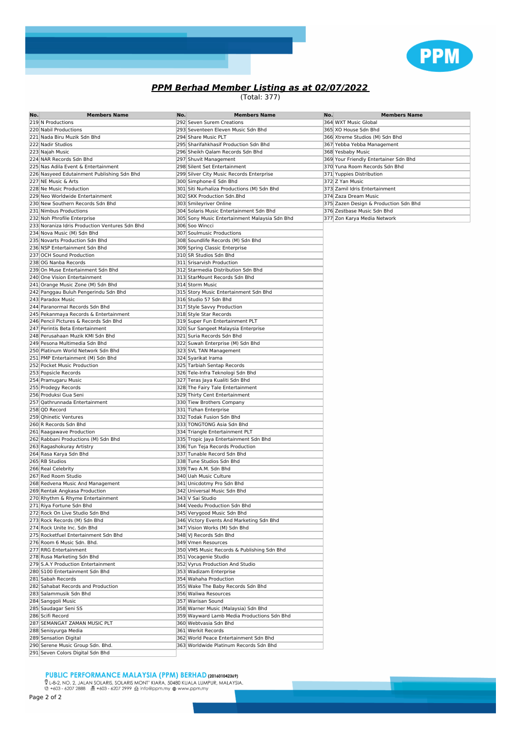## *PPM Berhad Member Listing as at 02/07/2022*

(Total: 377)

| No. | Members Name | No. | Members Name | No. | Members Name |
|---|---|---|---|---|---|
| 219 | N Productions | 292 | Seven Surem Creations | 364 | WXT Music Global |
| 220 | Nabil Productions | 293 | Seventeen Eleven Music Sdn Bhd | 365 | XO House Sdn Bhd |
| 221 | Nada Biru Muzik Sdn Bhd | 294 | Share Music PLT | 366 | Xtreme Studios (M) Sdn Bhd |
| 222 | Nadir Studios | 295 | Sharifahkhasif Production Sdn Bhd | 367 | Yebba Yebba Management |
| 223 | Najah Music | 296 | Sheikh Qalam Records Sdn Bhd | 368 | Yesbaby Music |
| 224 | NAR Records Sdn Bhd | 297 | Shuvit Management | 369 | Your Friendly Entertainer Sdn Bhd |
| 225 | Nas Adila Event & Entertainment | 298 | Silent Set Entertainment | 370 | Yuna Room Records Sdn Bhd |
| 226 | Nasyeed Edutainment Publishing Sdn Bhd | 299 | Silver City Music Records Enterprise | 371 | Yuppies Distribution |
| 227 | NE Music & Arts | 300 | Simphone-E Sdn Bhd | 372 | Z Yan Music |
| 228 | Ne Music Production | 301 | Siti Nurhaliza Productions (M) Sdn Bhd | 373 | Zamil Idris Entertainment |
| 229 | Neo Worldwide Entertainment | 302 | SKK Production Sdn.Bhd | 374 | Zaza Dream Music |
| 230 | New Southern Records Sdn Bhd | 303 | Smileyriver Online | 375 | Zazen Design & Production Sdn Bhd |
| 231 | Nimbus Productions | 304 | Solaris Music Entertainment Sdn Bhd | 376 | Zestbase Music Sdn Bhd |
| 232 | Noh Phrofile Enterprise | 305 | Sony Music Entertainment Malaysia Sdn Bhd | 377 | Zon Karya Media Network |
| 233 | Noraniza Idris Production Ventures Sdn Bhd | 306 | Soo Wincci | | |
| 234 | Nova Music (M) Sdn Bhd | 307 | Soulmusic Productions | | |
| 235 | Novarts Production Sdn Bhd | 308 | Soundlife Records (M) Sdn Bhd | | |
| 236 | NSP Entertainment Sdn Bhd | 309 | Spring Classic Enterprise | | |
| 237 | OCH Sound Production | 310 | SR Studios Sdn Bhd | | |
| 238 | OG Nanba Records | 311 | Srisarvish Production | | |
| 239 | On Muse Entertainment Sdn Bhd | 312 | Starmedia Distribution Sdn Bhd | | |
| 240 | One Vision Entertainment | 313 | StarMount Records Sdn Bhd | | |
| 241 | Orange Music Zone (M) Sdn Bhd | 314 | Storm Music | | |
| 242 | Panggau Buluh Pengerindu Sdn Bhd | 315 | Story Music Entertainment Sdn Bhd | | |
| 243 | Paradox Music | 316 | Studio 57 Sdn Bhd | | |
| 244 | Paranormal Records Sdn Bhd | 317 | Style Savvy Production | | |
| 245 | Pekanmaya Records & Entertainment | 318 | Style Star Records | | |
| 246 | Pencil Pictures & Records Sdn Bhd | 319 | Super Fun Entertainment PLT | | |
| 247 | Perintis Beta Entertainment | 320 | Sur Sangeet Malaysia Enterprise | | |
| 248 | Perusahaan Muzik KMI Sdn Bhd | 321 | Suria Records Sdn Bhd | | |
| 249 | Pesona Multimedia Sdn Bhd | 322 | Suwah Enterprise (M) Sdn Bhd | | |
| 250 | Platinum World Network Sdn Bhd | 323 | SVL TAN Management | | |
| 251 | PMP Entertainment (M) Sdn Bhd | 324 | Syarikat Irama | | |
| 252 | Pocket Music Production | 325 | Tarbiah Sentap Records | | |
| 253 | Popsicle Records | 326 | Tele-Infra Teknologi Sdn Bhd | | |
| 254 | Pramugaru Music | 327 | Teras Jaya Kualiti Sdn Bhd | | |
| 255 | Prodegy Records | 328 | The Fairy Tale Entertainment | | |
| 256 | Produksi Gua Seni | 329 | Thirty Cent Entertainment | | |
| 257 | Qathrunnada Entertainment | 330 | Tiew Brothers Company | | |
| 258 | QD Record | 331 | Tizhan Enterprise | | |
| 259 | Qhinetic Ventures | 332 | Todak Fusion Sdn Bhd | | |
| 260 | R Records Sdn Bhd | 333 | TONGTONG Asia Sdn Bhd | | |
| 261 | Raagawave Production | 334 | Triangle Entertainment PLT | | |
| 262 | Rabbani Productions (M) Sdn Bhd | 335 | Tropic Jaya Entertainment Sdn Bhd | | |
| 263 | Ragashokuray Artistry | 336 | Tun Teja Records Production | | |
| 264 | Rasa Karya Sdn Bhd | 337 | Tunable Record Sdn Bhd | | |
| 265 | RB Studios | 338 | Tune Studios Sdn Bhd | | |
| 266 | Real Celebrity | 339 | Two A.M. Sdn Bhd | | |
| 267 | Red Room Studio | 340 | Uah Music Culture | | |
| 268 | Redvena Music And Management | 341 | Unicdotmy Pro Sdn Bhd | | |
| 269 | Rentak Angkasa Production | 342 | Universal Music Sdn Bhd | | |
| 270 | Rhythm & Rhyme Entertainment | 343 | V Sai Studio | | |
| 271 | Riya Fortune Sdn Bhd | 344 | Veedu Production Sdn Bhd | | |
| 272 | Rock On Live Studio Sdn Bhd | 345 | Verygood Music Sdn Bhd | | |
| 273 | Rock Records (M) Sdn Bhd | 346 | Victory Events And Marketing Sdn Bhd | | |
| 274 | Rock Unite Inc. Sdn Bhd | 347 | Vision Works (M) Sdn Bhd | | |
| 275 | Rocketfuel Entertainment Sdn Bhd | 348 | VJ Records Sdn Bhd | | |
| 276 | Room 6 Music Sdn. Bhd. | 349 | Vmen Resources | | |
| 277 | RRG Entertainment | 350 | VMS Music Records & Publishing Sdn Bhd | | |
| 278 | Rusa Marketing Sdn Bhd | 351 | Vocagenie Studio | | |
| 279 | S.A.Y Production Entertainment | 352 | Vyrus Production And Studio | | |
| 280 | S100 Entertainment Sdn Bhd | 353 | Wadizam Enterprise | | |
| 281 | Sabah Records | 354 | Wahaha Production | | |
| 282 | Sahabat Records and Production | 355 | Wake The Baby Records Sdn Bhd | | |
| 283 | Salammusik Sdn Bhd | 356 | Waliwa Resources | | |
| 284 | Sanggoli Music | 357 | Warisan Sound | | |
| 285 | Saudagar Seni SS | 358 | Warner Music (Malaysia) Sdn Bhd | | |
| 286 | Scifi Record | 359 | Wayward Lamb Media Productions Sdn Bhd | | |
| 287 | SEMANGAT ZAMAN MUSIC PLT | 360 | Webtvasia Sdn Bhd | | |
| 288 | Senisyurga Media | 361 | Werkit Records | | |
| 289 | Sensation Digital | 362 | World Peace Entertainment Sdn Bhd | | |
| 290 | Serene Music Group Sdn. Bhd. | 363 | Worldwide Platinum Records Sdn Bhd | | |
| 291 | Seven Colors Digital Sdn Bhd | | | | |

**PUBLIC PERFORMANCE MALAYSIA (PPM) BERHAD** (201601042369)

L-8-2, NO. 2, JALAN SOLARIS, SOLARIS MONT' KIARA, 50480 KUALA LUMPUR, MALAYSIA.

+603 - 6207 2888 +603 - 6207 2999 info@ppm.my www.ppm.my